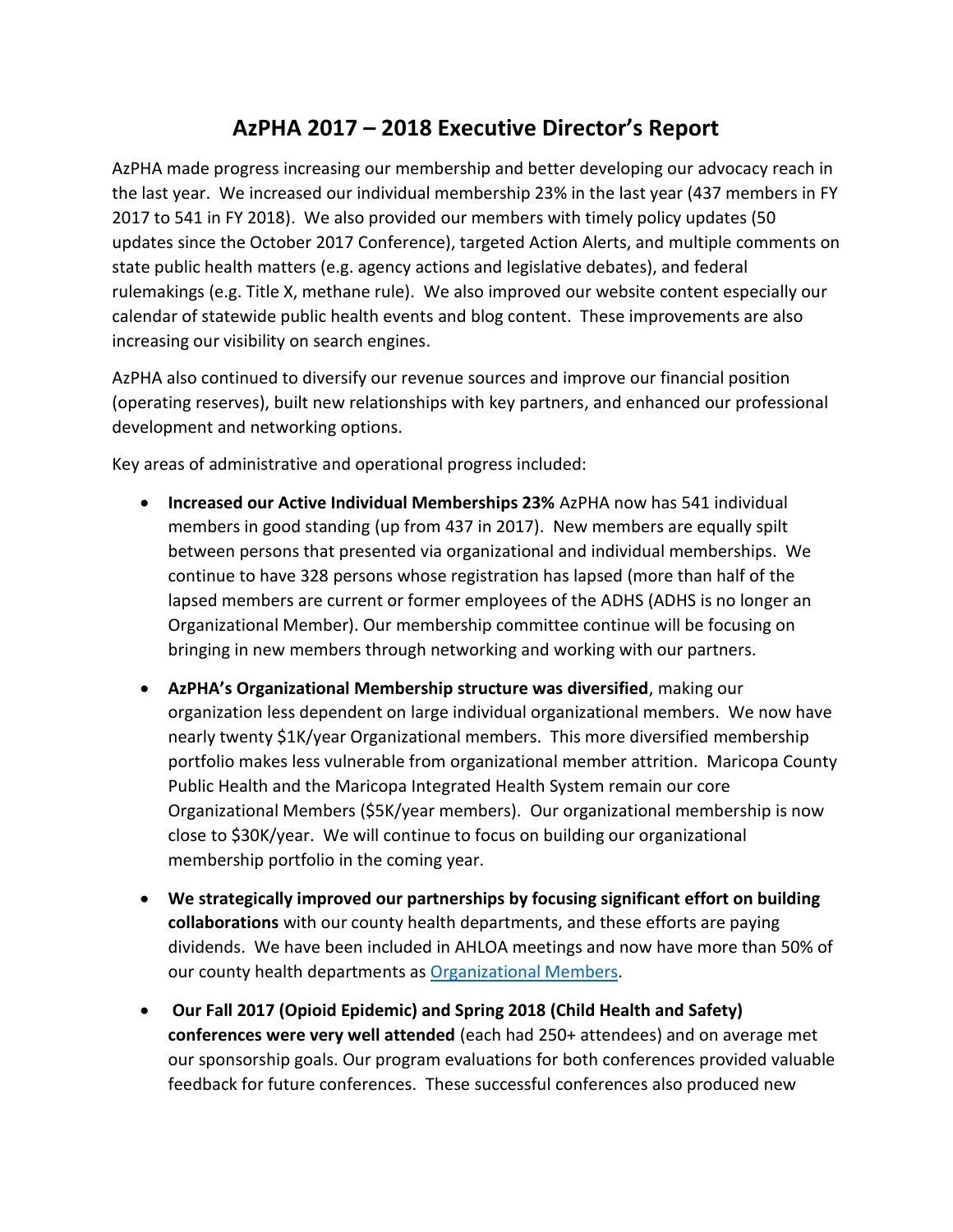# AzPHA 2017 – 2018 Executive Director's Report

AzPHA made progress increasing our membership and better developing our advocacy reach in the last year. We increased our individual membership 23% in the last year (437 members in FY 2017 to 541 in FY 2018). We also provided our members with timely policy updates (50 updates since the October 2017 Conference), targeted Action Alerts, and multiple comments on state public health matters (e.g. agency actions and legislative debates), and federal rulemakings (e.g. Title X, methane rule). We also improved our website content especially our calendar of statewide public health events and blog content. These improvements are also increasing our visibility on search engines.

AzPHA also continued to diversify our revenue sources and improve our financial position (operating reserves), built new relationships with key partners, and enhanced our professional development and networking options.

Key areas of administrative and operational progress included:

- **Increased our Active Individual Memberships 23%** AzPHA now has 541 individual members in good standing (up from 437 in 2017). New members are equally spilt between persons that presented via organizational and individual memberships. We continue to have 328 persons whose registration has lapsed (more than half of the lapsed members are current or former employees of the ADHS (ADHS is no longer an Organizational Member). Our membership committee continue will be focusing on bringing in new members through networking and working with our partners.
- **AzPHA's Organizational Membership structure was diversified**, making our organization less dependent on large individual organizational members. We now have nearly twenty $1K/year Organizational members. This more diversified membership portfolio makes less vulnerable from organizational member attrition. Maricopa County Public Health and the Maricopa Integrated Health System remain our core Organizational Members ($5K/year members). Our organizational membership is now close to $30K/year. We will continue to focus on building our organizational membership portfolio in the coming year.
- **We strategically improved our partnerships by focusing significant effort on building collaborations** with our county health departments, and these efforts are paying dividends. We have been included in AHLOA meetings and now have more than 50% of our county health departments as Organizational Members.
- **Our Fall 2017 (Opioid Epidemic) and Spring 2018 (Child Health and Safety) conferences were very well attended** (each had 250+ attendees) and on average met our sponsorship goals. Our program evaluations for both conferences provided valuable feedback for future conferences. These successful conferences also produced new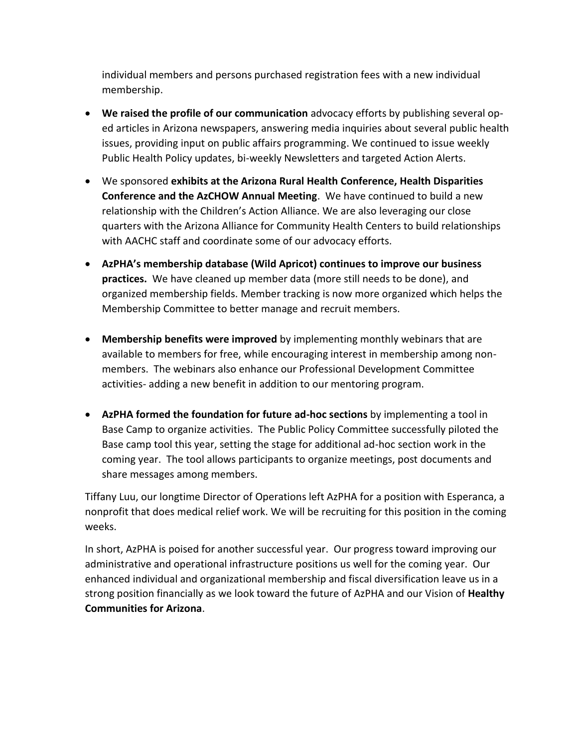individual members and persons purchased registration fees with a new individual membership.

- **We raised the profile of our communication** advocacy efforts by publishing several op-ed articles in Arizona newspapers, answering media inquiries about several public health issues, providing input on public affairs programming. We continued to issue weekly Public Health Policy updates, bi-weekly Newsletters and targeted Action Alerts.
- We sponsored **exhibits at the Arizona Rural Health Conference, Health Disparities Conference and the AzCHOW Annual Meeting**. We have continued to build a new relationship with the Children's Action Alliance. We are also leveraging our close quarters with the Arizona Alliance for Community Health Centers to build relationships with AACHC staff and coordinate some of our advocacy efforts.
- **AzPHA's membership database (Wild Apricot) continues to improve our business practices.** We have cleaned up member data (more still needs to be done), and organized membership fields. Member tracking is now more organized which helps the Membership Committee to better manage and recruit members.
- **Membership benefits were improved** by implementing monthly webinars that are available to members for free, while encouraging interest in membership among non-members. The webinars also enhance our Professional Development Committee activities- adding a new benefit in addition to our mentoring program.
- **AzPHA formed the foundation for future ad-hoc sections** by implementing a tool in Base Camp to organize activities. The Public Policy Committee successfully piloted the Base camp tool this year, setting the stage for additional ad-hoc section work in the coming year. The tool allows participants to organize meetings, post documents and share messages among members.

Tiffany Luu, our longtime Director of Operations left AzPHA for a position with Esperanca, a nonprofit that does medical relief work. We will be recruiting for this position in the coming weeks.

In short, AzPHA is poised for another successful year. Our progress toward improving our administrative and operational infrastructure positions us well for the coming year. Our enhanced individual and organizational membership and fiscal diversification leave us in a strong position financially as we look toward the future of AzPHA and our Vision of **Healthy Communities for Arizona**.